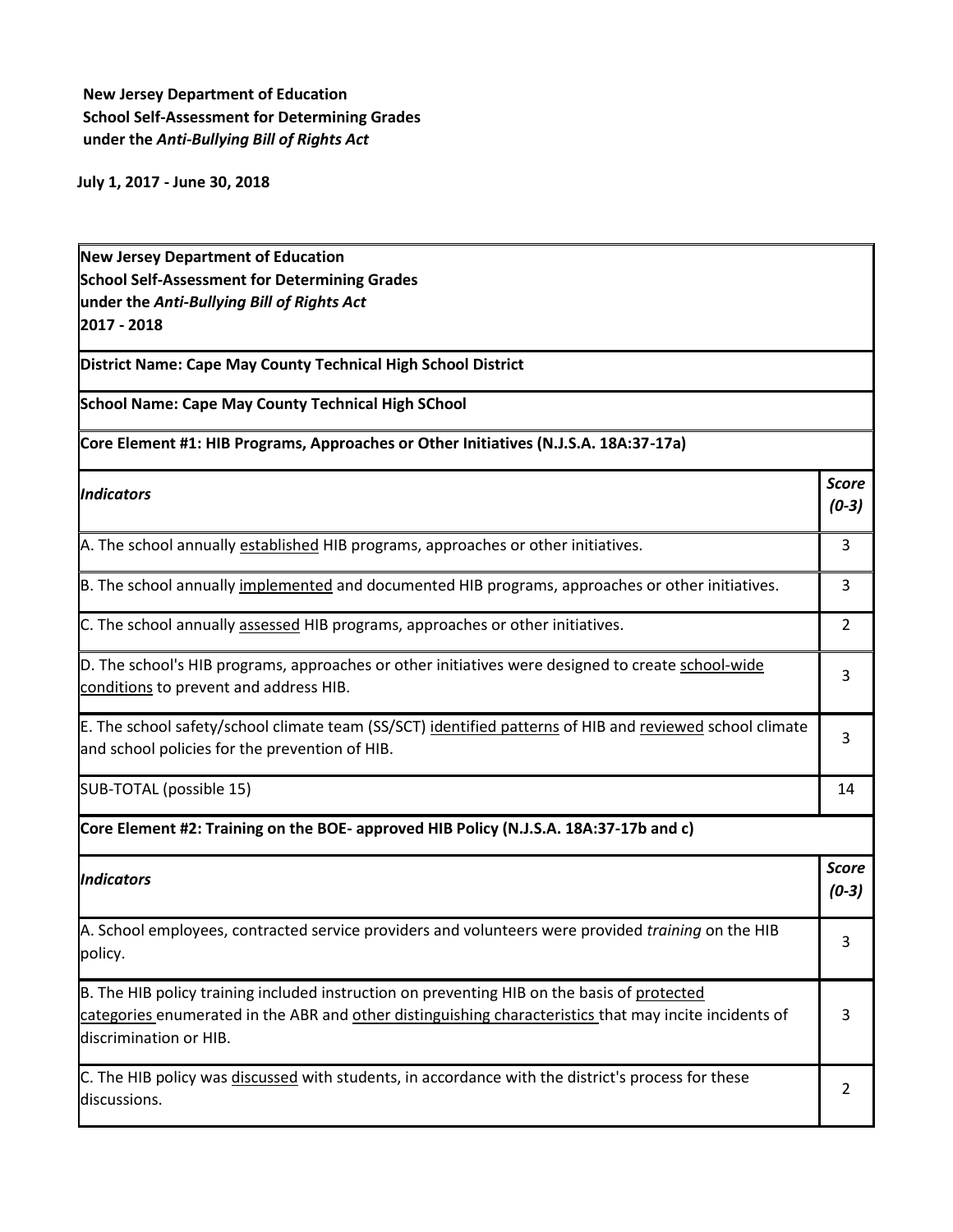**New Jersey Department of Education**
**School Self-Assessment for Determining Grades**
**under the *Anti-Bullying Bill of Rights Act***

**July 1, 2017 - June 30, 2018**

**New Jersey Department of Education**
**School Self-Assessment for Determining Grades**
**under the *Anti-Bullying Bill of Rights Act***
**2017 - 2018**

**District Name: Cape May County Technical High School District**

**School Name: Cape May County Technical High SChool**

**Core Element #1: HIB Programs, Approaches or Other Initiatives (N.J.S.A. 18A:37-17a)**

| ***Indicators*** | ***Score (0-3)*** |
|---|---|
| A. The school annually <u>established</u> HIB programs, approaches or other initiatives. | 3 |
| B. The school annually <u>implemented</u> and documented HIB programs, approaches or other initiatives. | 3 |
| C. The school annually <u>assessed</u> HIB programs, approaches or other initiatives. | 2 |
| D. The school's HIB programs, approaches or other initiatives were designed to create <u>school-wide conditions</u> to prevent and address HIB. | 3 |
| E. The school safety/school climate team (SS/SCT) <u>identified patterns</u> of HIB and <u>reviewed</u> school climate and school policies for the prevention of HIB. | 3 |
| SUB-TOTAL (possible 15) | 14 |

**Core Element #2: Training on the BOE- approved HIB Policy (N.J.S.A. 18A:37-17b and c)**

| ***Indicators*** | ***Score (0-3)*** |
|---|---|
| A. School employees, contracted service providers and volunteers were provided *training* on the HIB policy. | 3 |
| B. The HIB policy training included instruction on preventing HIB on the basis of <u>protected categories</u> enumerated in the ABR and <u>other distinguishing characteristics</u> that may incite incidents of discrimination or HIB. | 3 |
| C. The HIB policy was <u>discussed</u> with students, in accordance with the district's process for these discussions. | 2 |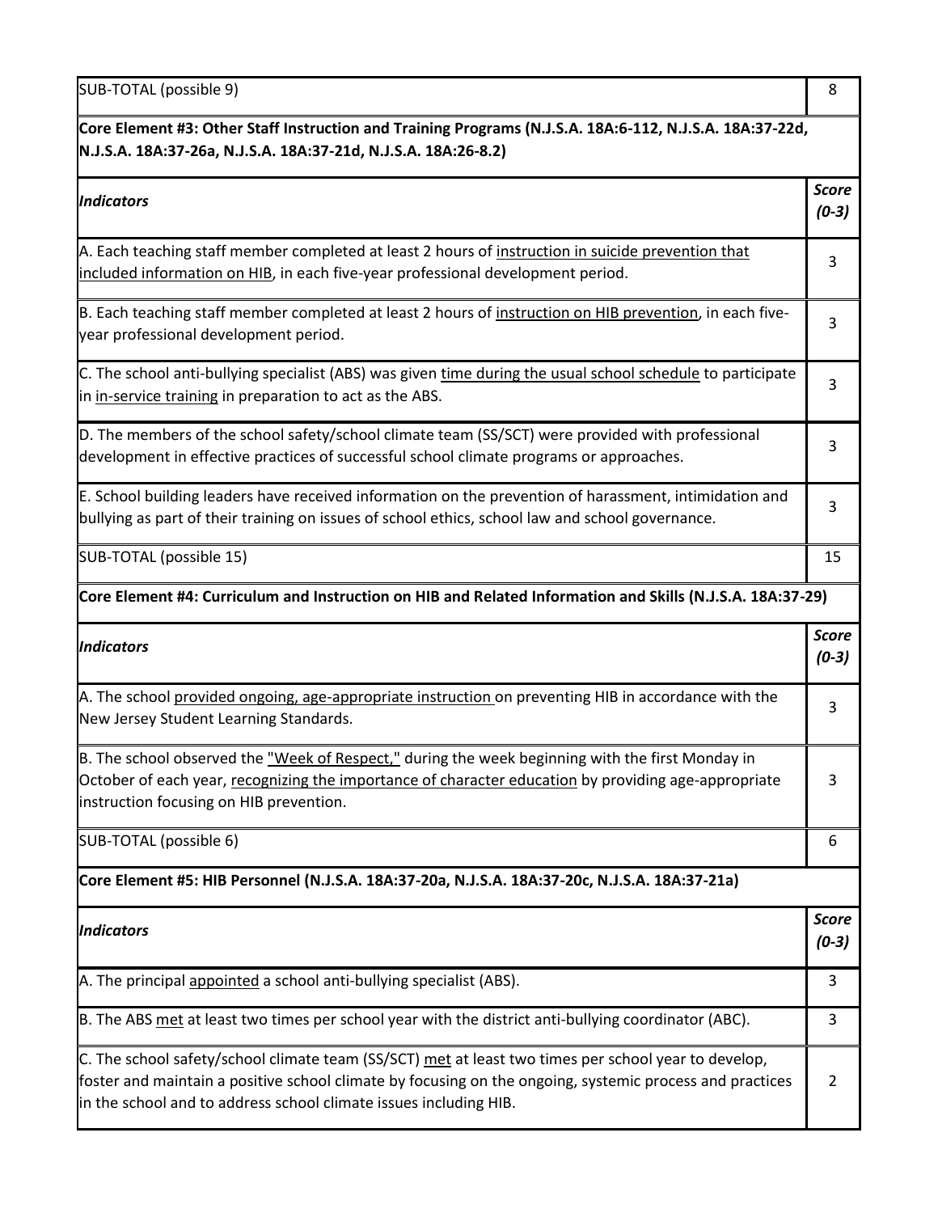| SUB-TOTAL (possible 9) | 8 |
|---|---|

**Core Element #3: Other Staff Instruction and Training Programs (N.J.S.A. 18A:6-112, N.J.S.A. 18A:37-22d, N.J.S.A. 18A:37-26a, N.J.S.A. 18A:37-21d, N.J.S.A. 18A:26-8.2)**

| ***Indicators*** | ***Score (0-3)*** |
|---|---|
| A. Each teaching staff member completed at least 2 hours of instruction in suicide prevention that included information on HIB, in each five-year professional development period. | 3 |
| B. Each teaching staff member completed at least 2 hours of instruction on HIB prevention, in each five-year professional development period. | 3 |
| C. The school anti-bullying specialist (ABS) was given time during the usual school schedule to participate in in-service training in preparation to act as the ABS. | 3 |
| D. The members of the school safety/school climate team (SS/SCT) were provided with professional development in effective practices of successful school climate programs or approaches. | 3 |
| E. School building leaders have received information on the prevention of harassment, intimidation and bullying as part of their training on issues of school ethics, school law and school governance. | 3 |
| SUB-TOTAL (possible 15) | 15 |

**Core Element #4: Curriculum and Instruction on HIB and Related Information and Skills (N.J.S.A. 18A:37-29)**

| ***Indicators*** | ***Score (0-3)*** |
|---|---|
| A. The school provided ongoing, age-appropriate instruction on preventing HIB in accordance with the New Jersey Student Learning Standards. | 3 |
| B. The school observed the "Week of Respect," during the week beginning with the first Monday in October of each year, recognizing the importance of character education by providing age-appropriate instruction focusing on HIB prevention. | 3 |
| SUB-TOTAL (possible 6) | 6 |

**Core Element #5: HIB Personnel (N.J.S.A. 18A:37-20a, N.J.S.A. 18A:37-20c, N.J.S.A. 18A:37-21a)**

| ***Indicators*** | ***Score (0-3)*** |
|---|---|
| A. The principal appointed a school anti-bullying specialist (ABS). | 3 |
| B. The ABS met at least two times per school year with the district anti-bullying coordinator (ABC). | 3 |
| C. The school safety/school climate team (SS/SCT) met at least two times per school year to develop, foster and maintain a positive school climate by focusing on the ongoing, systemic process and practices in the school and to address school climate issues including HIB. | 2 |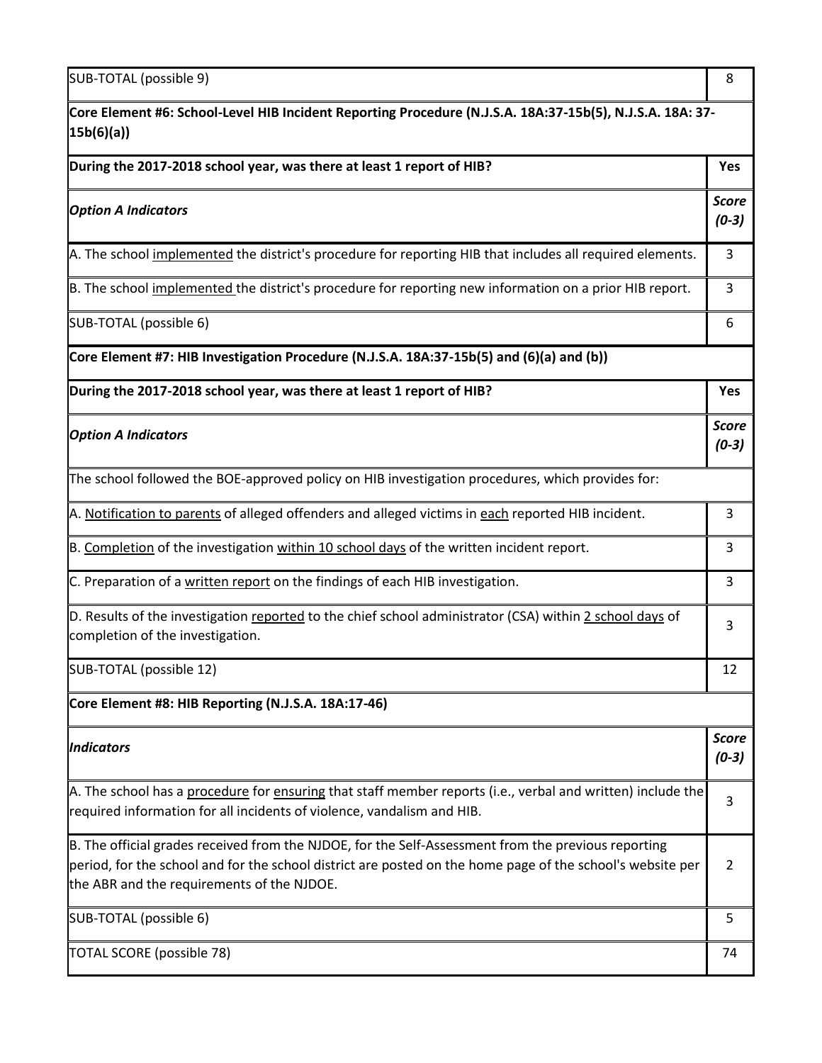| | |
|---|---|
| SUB-TOTAL (possible 9) | 8 |
| **Core Element #6: School-Level HIB Incident Reporting Procedure (N.J.S.A. 18A:37-15b(5), N.J.S.A. 18A: 37-15b(6)(a))** | |
| **During the 2017-2018 school year, was there at least 1 report of HIB?** | **Yes** |
| ***Option A Indicators*** | ***Score (0-3)*** |
| A. The school implemented the district's procedure for reporting HIB that includes all required elements. | 3 |
| B. The school implemented the district's procedure for reporting new information on a prior HIB report. | 3 |
| SUB-TOTAL (possible 6) | 6 |
| **Core Element #7: HIB Investigation Procedure (N.J.S.A. 18A:37-15b(5) and (6)(a) and (b))** | |
| **During the 2017-2018 school year, was there at least 1 report of HIB?** | **Yes** |
| ***Option A Indicators*** | ***Score (0-3)*** |
| The school followed the BOE-approved policy on HIB investigation procedures, which provides for: | |
| A. Notification to parents of alleged offenders and alleged victims in each reported HIB incident. | 3 |
| B. Completion of the investigation within 10 school days of the written incident report. | 3 |
| C. Preparation of a written report on the findings of each HIB investigation. | 3 |
| D. Results of the investigation reported to the chief school administrator (CSA) within 2 school days of completion of the investigation. | 3 |
| SUB-TOTAL (possible 12) | 12 |
| **Core Element #8: HIB Reporting (N.J.S.A. 18A:17-46)** | |
| ***Indicators*** | ***Score (0-3)*** |
| A. The school has a procedure for ensuring that staff member reports (i.e., verbal and written) include the required information for all incidents of violence, vandalism and HIB. | 3 |
| B. The official grades received from the NJDOE, for the Self-Assessment from the previous reporting period, for the school and for the school district are posted on the home page of the school's website per the ABR and the requirements of the NJDOE. | 2 |
| SUB-TOTAL (possible 6) | 5 |
| TOTAL SCORE (possible 78) | 74 |